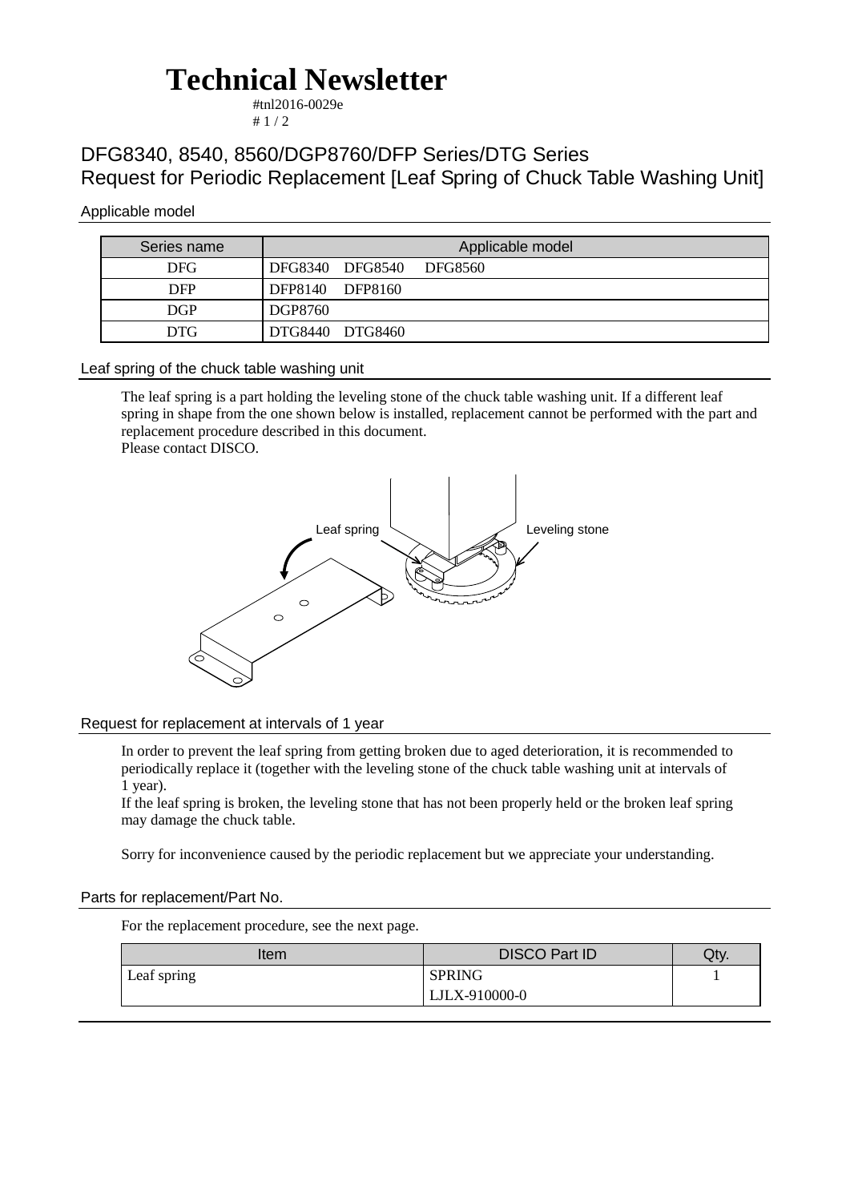# Technical Newsletter

#tnl2016-0029e

## DFG8340, 8540, 8560/DGP8760/DFP Series/DTG Series
## Request for Periodic Replacement [Leaf Spring of Chuck Table Washing Unit]

### Applicable model

| Series name | Applicable model |
|---|---|
| DFG | DFG8340 DFG8540 DFG8560 |
| DFP | DFP8140 DFP8160 |
| DGP | DGP8760 |
| DTG | DTG8440 DTG8460 |

### Leaf spring of the chuck table washing unit

The leaf spring is a part holding the leveling stone of the chuck table washing unit. If a different leaf spring in shape from the one shown below is installed, replacement cannot be performed with the part and replacement procedure described in this document.
Please contact DISCO.

Leaf spring　Leveling stone

### Request for replacement at intervals of 1 year

In order to prevent the leaf spring from getting broken due to aged deterioration, it is recommended to periodically replace it (together with the leveling stone of the chuck table washing unit at intervals of 1 year).
If the leaf spring is broken, the leveling stone that has not been properly held or the broken leaf spring may damage the chuck table.

Sorry for inconvenience caused by the periodic replacement but we appreciate your understanding.

### Parts for replacement/Part No.

For the replacement procedure, see the next page.

| Item | DISCO Part ID | Qty. |
|---|---|---|
| Leaf spring | SPRING<br>LJLX-910000-0 | 1 |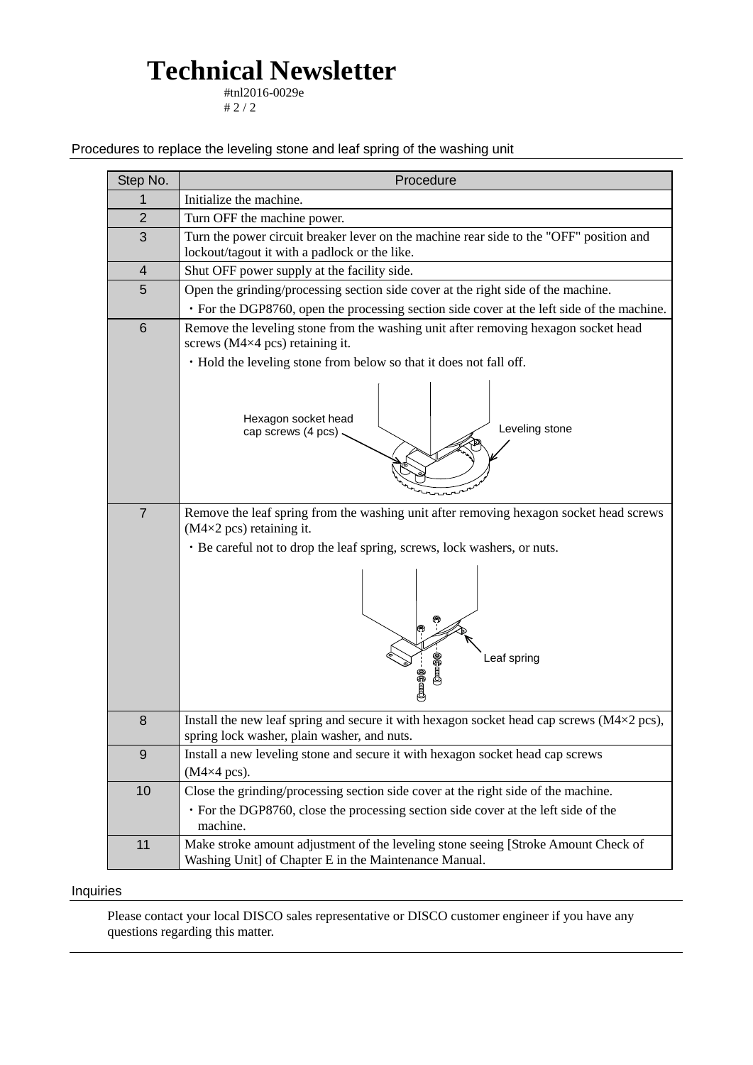# Technical Newsletter

#tnl2016-0029e

## Procedures to replace the leveling stone and leaf spring of the washing unit

| Step No. | Procedure |
| --- | --- |
| 1 | Initialize the machine. |
| 2 | Turn OFF the machine power. |
| 3 | Turn the power circuit breaker lever on the machine rear side to the "OFF" position and lockout/tagout it with a padlock or the like. |
| 4 | Shut OFF power supply at the facility side. |
| 5 | Open the grinding/processing section side cover at the right side of the machine.<br>・For the DGP8760, open the processing section side cover at the left side of the machine. |
| 6 | Remove the leveling stone from the washing unit after removing hexagon socket head screws (M4×4 pcs) retaining it.<br>・Hold the leveling stone from below so that it does not fall off.<br>Hexagon socket head cap screws (4 pcs)<br>Leveling stone |
| 7 | Remove the leaf spring from the washing unit after removing hexagon socket head screws (M4×2 pcs) retaining it.<br>・Be careful not to drop the leaf spring, screws, lock washers, or nuts.<br>Leaf spring |
| 8 | Install the new leaf spring and secure it with hexagon socket head cap screws (M4×2 pcs), spring lock washer, plain washer, and nuts. |
| 9 | Install a new leveling stone and secure it with hexagon socket head cap screws (M4×4 pcs). |
| 10 | Close the grinding/processing section side cover at the right side of the machine.<br>・For the DGP8760, close the processing section side cover at the left side of the machine. |
| 11 | Make stroke amount adjustment of the leveling stone seeing [Stroke Amount Check of Washing Unit] of Chapter E in the Maintenance Manual. |

## Inquiries

Please contact your local DISCO sales representative or DISCO customer engineer if you have any questions regarding this matter.